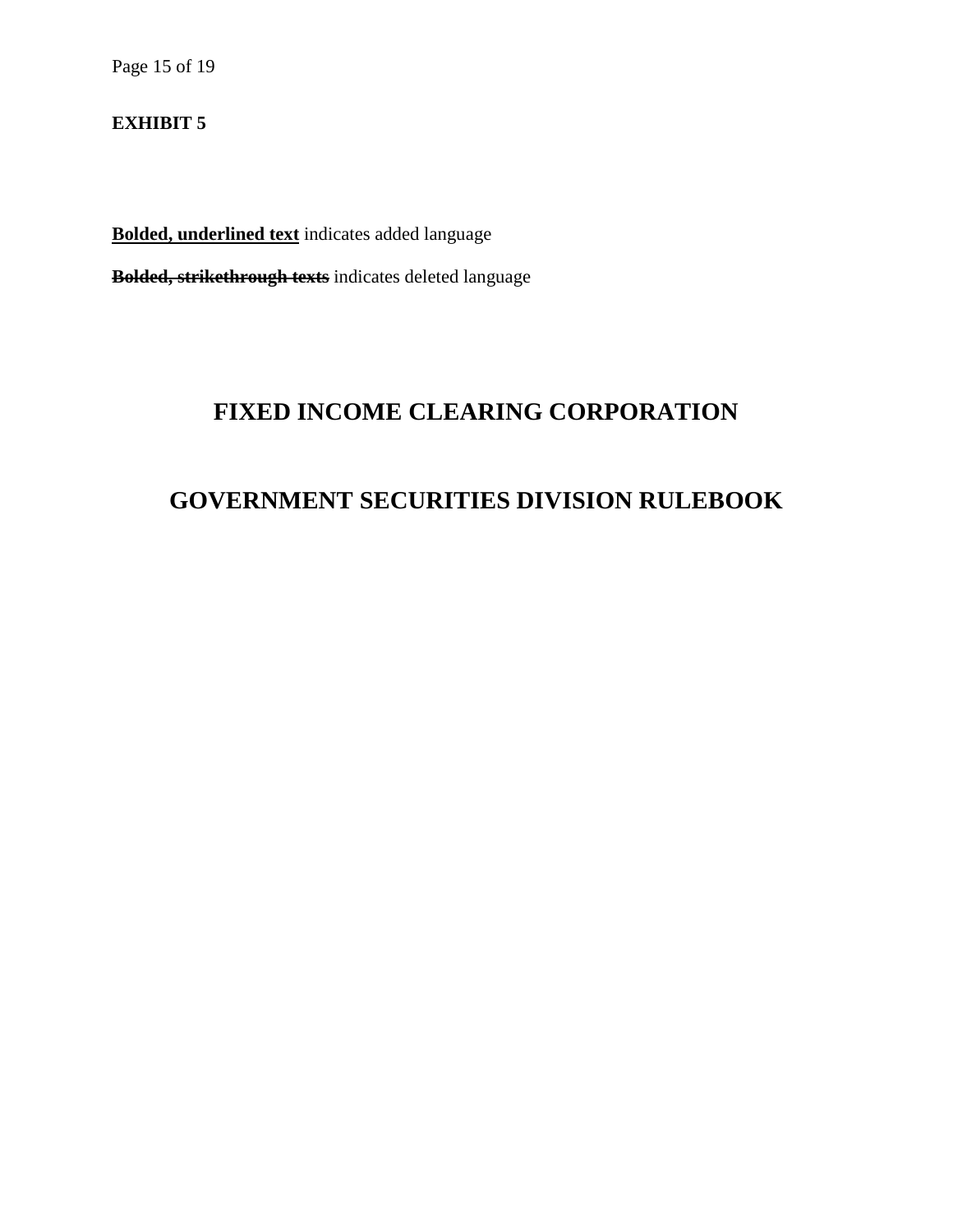**EXHIBIT 5**

**<u>Bolded, underlined text</u>** indicates added language

**~~Bolded, strikethrough texts~~** indicates deleted language

# FIXED INCOME CLEARING CORPORATION

# GOVERNMENT SECURITIES DIVISION RULEBOOK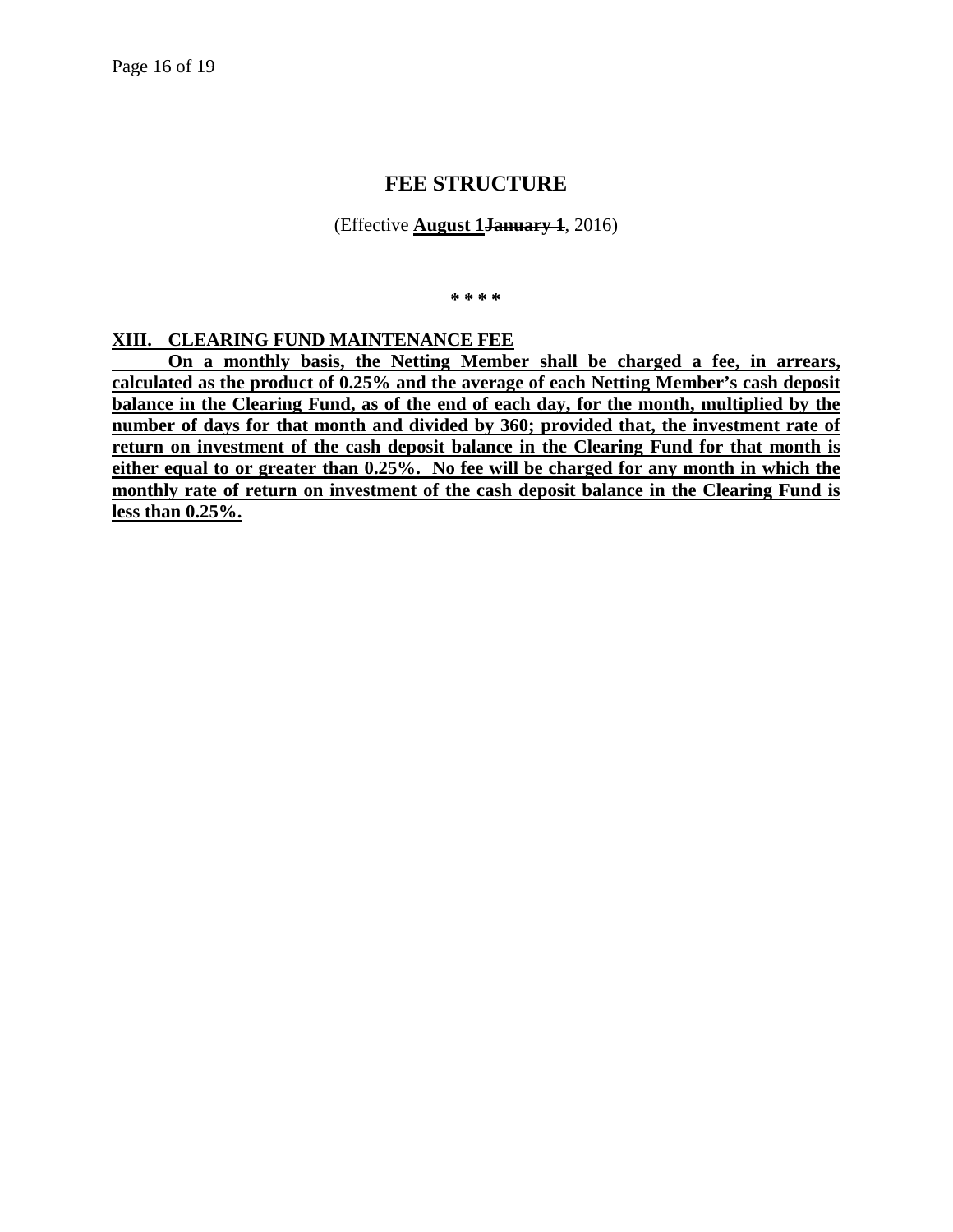# FEE STRUCTURE

(Effective **August 1**~~January 1~~, 2016)

\* \* \* \*

**XIII. CLEARING FUND MAINTENANCE FEE**

**On a monthly basis, the Netting Member shall be charged a fee, in arrears, calculated as the product of 0.25% and the average of each Netting Member's cash deposit balance in the Clearing Fund, as of the end of each day, for the month, multiplied by the number of days for that month and divided by 360; provided that, the investment rate of return on investment of the cash deposit balance in the Clearing Fund for that month is either equal to or greater than 0.25%. No fee will be charged for any month in which the monthly rate of return on investment of the cash deposit balance in the Clearing Fund is less than 0.25%.**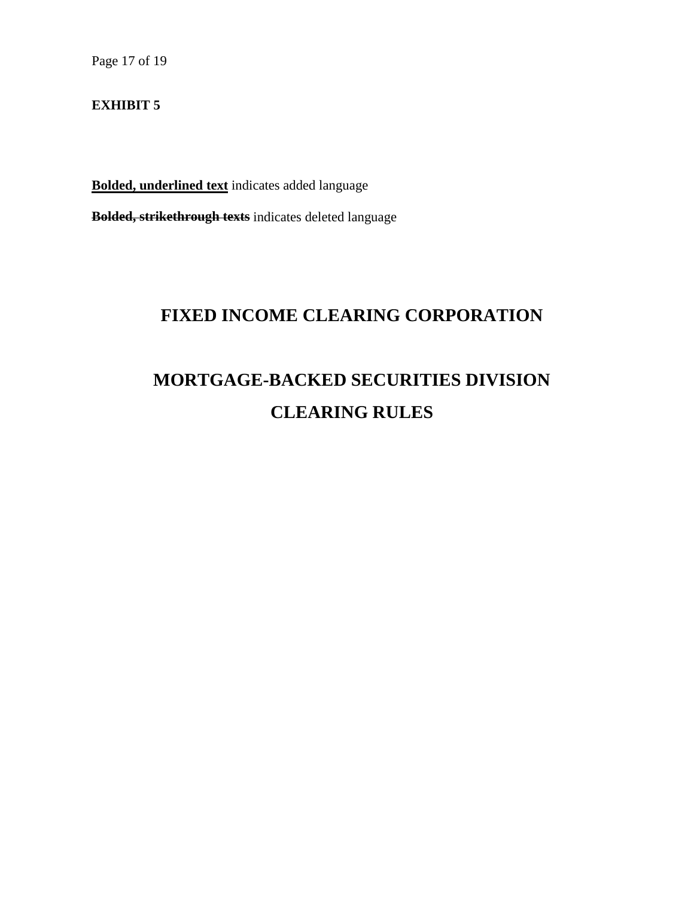**EXHIBIT 5**

**<u>Bolded, underlined text</u>** indicates added language

**~~Bolded, strikethrough texts~~** indicates deleted language

# FIXED INCOME CLEARING CORPORATION

# MORTGAGE-BACKED SECURITIES DIVISION

# CLEARING RULES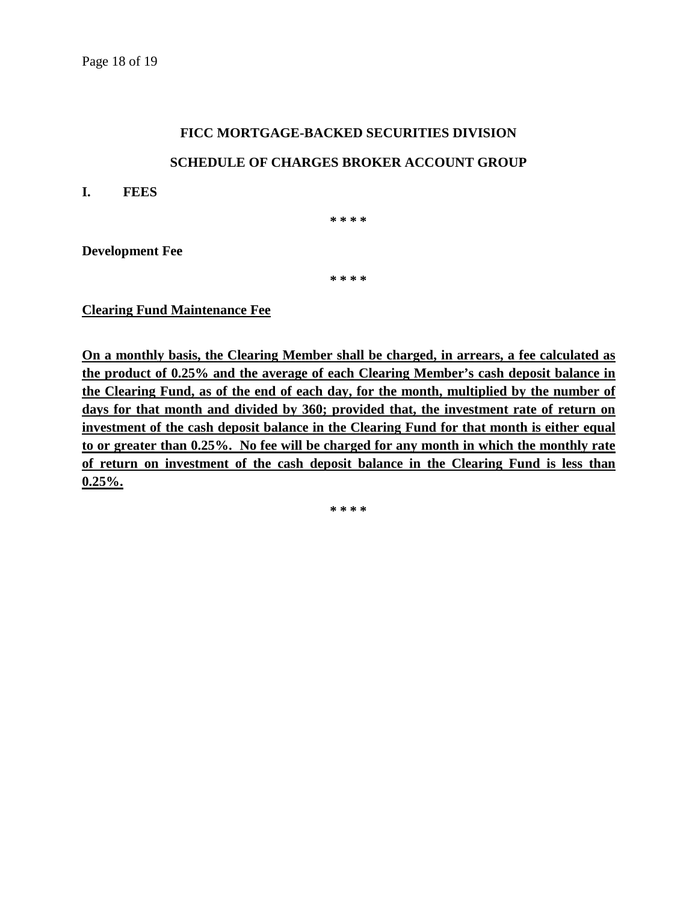# FICC MORTGAGE-BACKED SECURITIES DIVISION

## SCHEDULE OF CHARGES BROKER ACCOUNT GROUP

**I. FEES**

**\* \* \* \***

**Development Fee**

**\* \* \* \***

<u>**Clearing Fund Maintenance Fee**</u>

<u>**On a monthly basis, the Clearing Member shall be charged, in arrears, a fee calculated as the product of 0.25% and the average of each Clearing Member's cash deposit balance in the Clearing Fund, as of the end of each day, for the month, multiplied by the number of days for that month and divided by 360; provided that, the investment rate of return on investment of the cash deposit balance in the Clearing Fund for that month is either equal to or greater than 0.25%. No fee will be charged for any month in which the monthly rate of return on investment of the cash deposit balance in the Clearing Fund is less than 0.25%.**</u>

**\* \* \* \***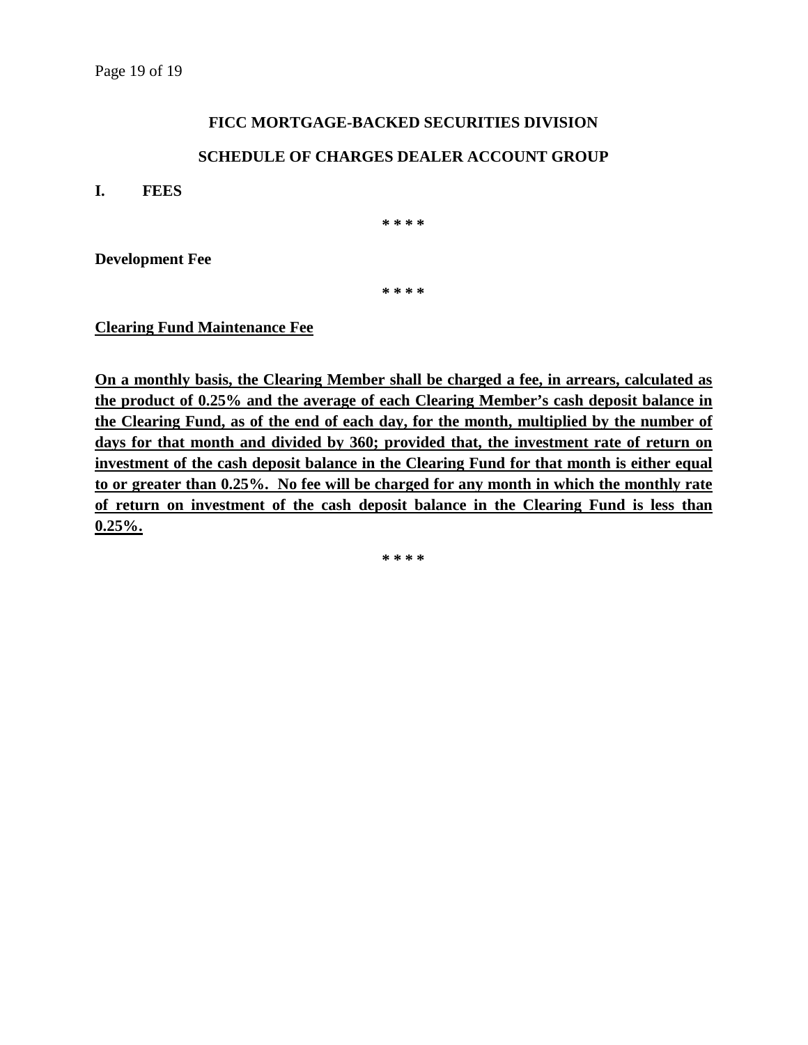**FICC MORTGAGE-BACKED SECURITIES DIVISION**

**SCHEDULE OF CHARGES DEALER ACCOUNT GROUP**

**I. FEES**

**\* \* \* \***

**Development Fee**

**\* \* \* \***

<u>**Clearing Fund Maintenance Fee**</u>

<u>**On a monthly basis, the Clearing Member shall be charged a fee, in arrears, calculated as the product of 0.25% and the average of each Clearing Member's cash deposit balance in the Clearing Fund, as of the end of each day, for the month, multiplied by the number of days for that month and divided by 360; provided that, the investment rate of return on investment of the cash deposit balance in the Clearing Fund for that month is either equal to or greater than 0.25%. No fee will be charged for any month in which the monthly rate of return on investment of the cash deposit balance in the Clearing Fund is less than 0.25%.**</u>

**\* \* \* \***